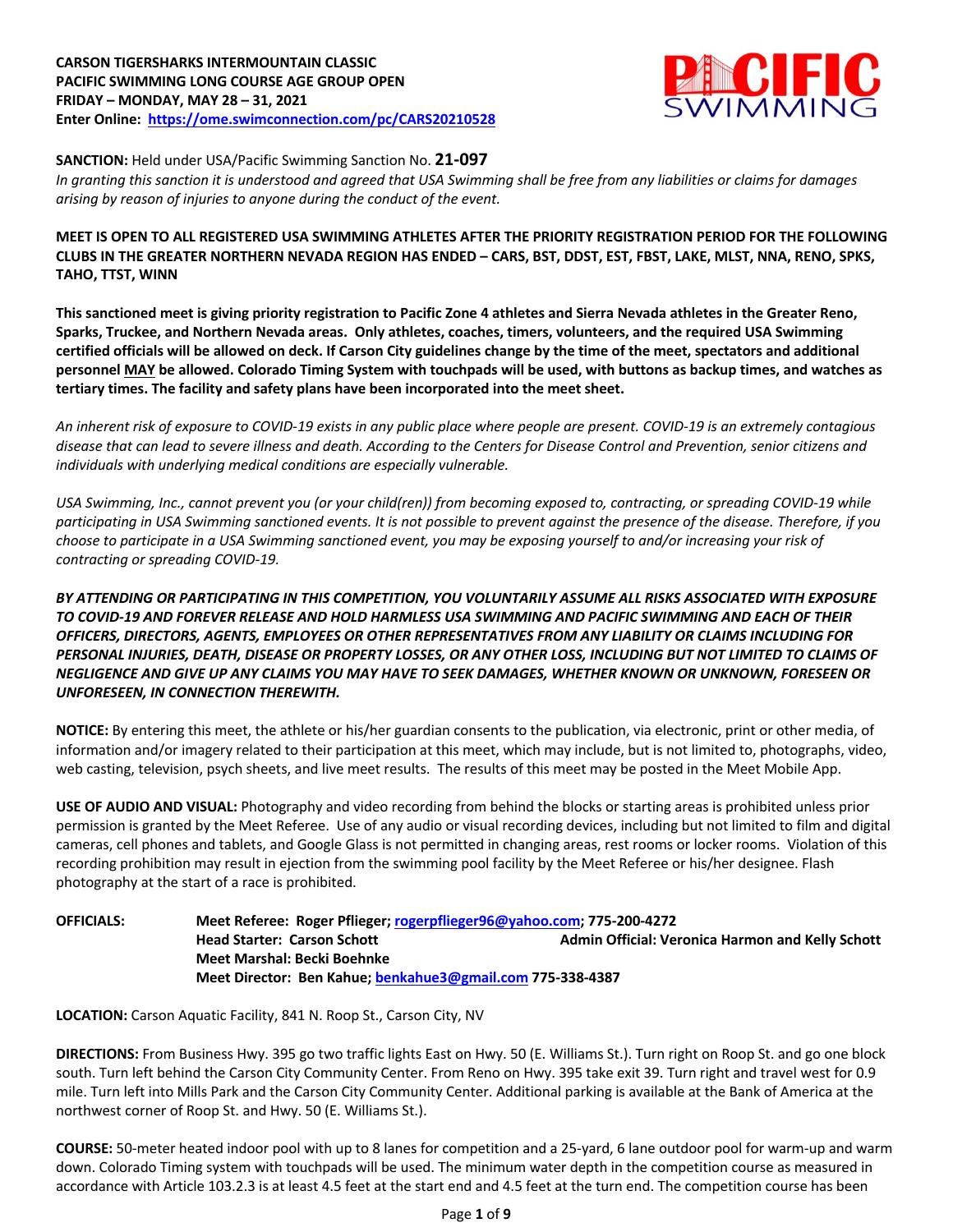**CARSON TIGERSHARKS INTERMOUNTAIN CLASSIC**
**PACIFIC SWIMMING LONG COURSE AGE GROUP OPEN**
**FRIDAY – MONDAY, MAY 28 – 31, 2021**
**Enter Online: [https://ome.swimconnection.com/pc/CARS20210528](https://ome.swimconnection.com/pc/CARS20210528)**

**SANCTION:** Held under USA/Pacific Swimming Sanction No. **21-097**
*In granting this sanction it is understood and agreed that USA Swimming shall be free from any liabilities or claims for damages arising by reason of injuries to anyone during the conduct of the event.*

**MEET IS OPEN TO ALL REGISTERED USA SWIMMING ATHLETES AFTER THE PRIORITY REGISTRATION PERIOD FOR THE FOLLOWING CLUBS IN THE GREATER NORTHERN NEVADA REGION HAS ENDED – CARS, BST, DDST, EST, FBST, LAKE, MLST, NNA, RENO, SPKS, TAHO, TTST, WINN**

**This sanctioned meet is giving priority registration to Pacific Zone 4 athletes and Sierra Nevada athletes in the Greater Reno, Sparks, Truckee, and Northern Nevada areas. Only athletes, coaches, timers, volunteers, and the required USA Swimming certified officials will be allowed on deck. If Carson City guidelines change by the time of the meet, spectators and additional personnel MAY be allowed. Colorado Timing System with touchpads will be used, with buttons as backup times, and watches as tertiary times. The facility and safety plans have been incorporated into the meet sheet.**

*An inherent risk of exposure to COVID-19 exists in any public place where people are present. COVID-19 is an extremely contagious disease that can lead to severe illness and death. According to the Centers for Disease Control and Prevention, senior citizens and individuals with underlying medical conditions are especially vulnerable.*

*USA Swimming, Inc., cannot prevent you (or your child(ren)) from becoming exposed to, contracting, or spreading COVID-19 while participating in USA Swimming sanctioned events. It is not possible to prevent against the presence of the disease. Therefore, if you choose to participate in a USA Swimming sanctioned event, you may be exposing yourself to and/or increasing your risk of contracting or spreading COVID-19.*

***BY ATTENDING OR PARTICIPATING IN THIS COMPETITION, YOU VOLUNTARILY ASSUME ALL RISKS ASSOCIATED WITH EXPOSURE TO COVID-19 AND FOREVER RELEASE AND HOLD HARMLESS USA SWIMMING AND PACIFIC SWIMMING AND EACH OF THEIR OFFICERS, DIRECTORS, AGENTS, EMPLOYEES OR OTHER REPRESENTATIVES FROM ANY LIABILITY OR CLAIMS INCLUDING FOR PERSONAL INJURIES, DEATH, DISEASE OR PROPERTY LOSSES, OR ANY OTHER LOSS, INCLUDING BUT NOT LIMITED TO CLAIMS OF NEGLIGENCE AND GIVE UP ANY CLAIMS YOU MAY HAVE TO SEEK DAMAGES, WHETHER KNOWN OR UNKNOWN, FORESEEN OR UNFORESEEN, IN CONNECTION THEREWITH.***

**NOTICE:** By entering this meet, the athlete or his/her guardian consents to the publication, via electronic, print or other media, of information and/or imagery related to their participation at this meet, which may include, but is not limited to, photographs, video, web casting, television, psych sheets, and live meet results. The results of this meet may be posted in the Meet Mobile App.

**USE OF AUDIO AND VISUAL:** Photography and video recording from behind the blocks or starting areas is prohibited unless prior permission is granted by the Meet Referee. Use of any audio or visual recording devices, including but not limited to film and digital cameras, cell phones and tablets, and Google Glass is not permitted in changing areas, rest rooms or locker rooms. Violation of this recording prohibition may result in ejection from the swimming pool facility by the Meet Referee or his/her designee. Flash photography at the start of a race is prohibited.

**OFFICIALS:**
**Meet Referee: Roger Pflieger; [rogerpflieger96@yahoo.com](mailto:rogerpflieger96@yahoo.com); 775-200-4272**
**Head Starter: Carson Schott**
**Admin Official: Veronica Harmon and Kelly Schott**
**Meet Marshal: Becki Boehnke**
**Meet Director: Ben Kahue; [benkahue3@gmail.com](mailto:benkahue3@gmail.com) 775-338-4387**

**LOCATION:** Carson Aquatic Facility, 841 N. Roop St., Carson City, NV

**DIRECTIONS:** From Business Hwy. 395 go two traffic lights East on Hwy. 50 (E. Williams St.). Turn right on Roop St. and go one block south. Turn left behind the Carson City Community Center. From Reno on Hwy. 395 take exit 39. Turn right and travel west for 0.9 mile. Turn left into Mills Park and the Carson City Community Center. Additional parking is available at the Bank of America at the northwest corner of Roop St. and Hwy. 50 (E. Williams St.).

**COURSE:** 50-meter heated indoor pool with up to 8 lanes for competition and a 25-yard, 6 lane outdoor pool for warm-up and warm down. Colorado Timing system with touchpads will be used. The minimum water depth in the competition course as measured in accordance with Article 103.2.3 is at least 4.5 feet at the start end and 4.5 feet at the turn end. The competition course has been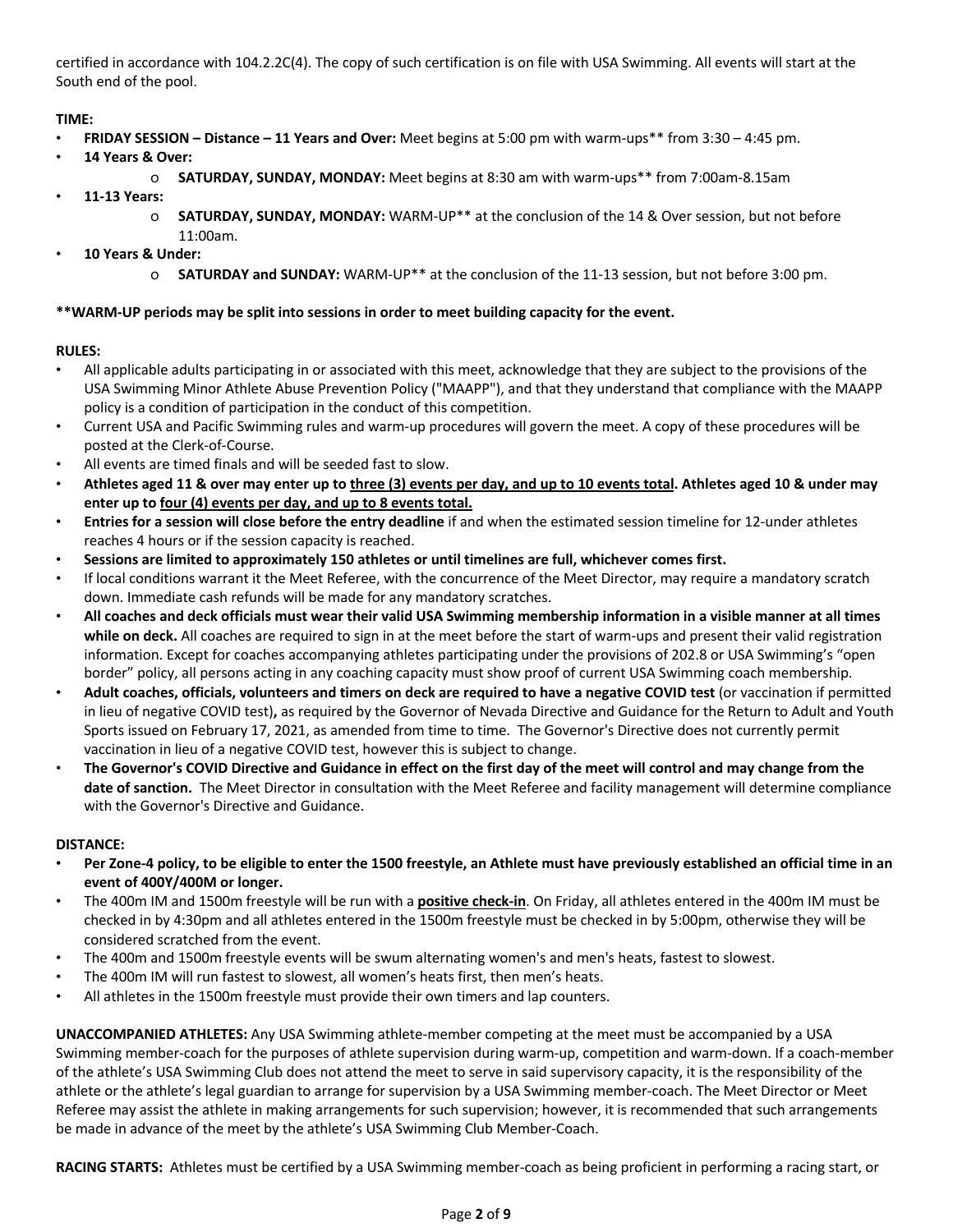certified in accordance with 104.2.2C(4). The copy of such certification is on file with USA Swimming. All events will start at the South end of the pool.

**TIME:**

- **FRIDAY SESSION – Distance – 11 Years and Over:** Meet begins at 5:00 pm with warm-ups** from 3:30 – 4:45 pm.
- **14 Years & Over:**
  - **SATURDAY, SUNDAY, MONDAY:** Meet begins at 8:30 am with warm-ups** from 7:00am-8.15am
- **11-13 Years:**
  - **SATURDAY, SUNDAY, MONDAY:** WARM-UP** at the conclusion of the 14 & Over session, but not before 11:00am.
- **10 Years & Under:**
  - **SATURDAY and SUNDAY:** WARM-UP** at the conclusion of the 11-13 session, but not before 3:00 pm.

****WARM-UP periods may be split into sessions in order to meet building capacity for the event.**

**RULES:**

- All applicable adults participating in or associated with this meet, acknowledge that they are subject to the provisions of the USA Swimming Minor Athlete Abuse Prevention Policy ("MAAPP"), and that they understand that compliance with the MAAPP policy is a condition of participation in the conduct of this competition.
- Current USA and Pacific Swimming rules and warm-up procedures will govern the meet. A copy of these procedures will be posted at the Clerk-of-Course.
- All events are timed finals and will be seeded fast to slow.
- **Athletes aged 11 & over may enter up to <u>three (3) events per day, and up to 10 events total</u>. Athletes aged 10 & under may enter up to <u>four (4) events per day, and up to 8 events total.</u>**
- **Entries for a session will close before the entry deadline** if and when the estimated session timeline for 12-under athletes reaches 4 hours or if the session capacity is reached.
- **Sessions are limited to approximately 150 athletes or until timelines are full, whichever comes first.**
- If local conditions warrant it the Meet Referee, with the concurrence of the Meet Director, may require a mandatory scratch down. Immediate cash refunds will be made for any mandatory scratches.
- **All coaches and deck officials must wear their valid USA Swimming membership information in a visible manner at all times while on deck.** All coaches are required to sign in at the meet before the start of warm-ups and present their valid registration information. Except for coaches accompanying athletes participating under the provisions of 202.8 or USA Swimming's "open border" policy, all persons acting in any coaching capacity must show proof of current USA Swimming coach membership.
- **Adult coaches, officials, volunteers and timers on deck are required to have a negative COVID test** (or vaccination if permitted in lieu of negative COVID test)**,** as required by the Governor of Nevada Directive and Guidance for the Return to Adult and Youth Sports issued on February 17, 2021, as amended from time to time. The Governor's Directive does not currently permit vaccination in lieu of a negative COVID test, however this is subject to change.
- **The Governor's COVID Directive and Guidance in effect on the first day of the meet will control and may change from the date of sanction.** The Meet Director in consultation with the Meet Referee and facility management will determine compliance with the Governor's Directive and Guidance.

**DISTANCE:**

- **Per Zone-4 policy, to be eligible to enter the 1500 freestyle, an Athlete must have previously established an official time in an event of 400Y/400M or longer.**
- The 400m IM and 1500m freestyle will be run with a **<u>positive check-in</u>**. On Friday, all athletes entered in the 400m IM must be checked in by 4:30pm and all athletes entered in the 1500m freestyle must be checked in by 5:00pm, otherwise they will be considered scratched from the event.
- The 400m and 1500m freestyle events will be swum alternating women's and men's heats, fastest to slowest.
- The 400m IM will run fastest to slowest, all women's heats first, then men's heats.
- All athletes in the 1500m freestyle must provide their own timers and lap counters.

**UNACCOMPANIED ATHLETES:** Any USA Swimming athlete-member competing at the meet must be accompanied by a USA Swimming member-coach for the purposes of athlete supervision during warm-up, competition and warm-down. If a coach-member of the athlete's USA Swimming Club does not attend the meet to serve in said supervisory capacity, it is the responsibility of the athlete or the athlete's legal guardian to arrange for supervision by a USA Swimming member-coach. The Meet Director or Meet Referee may assist the athlete in making arrangements for such supervision; however, it is recommended that such arrangements be made in advance of the meet by the athlete's USA Swimming Club Member-Coach.

**RACING STARTS:** Athletes must be certified by a USA Swimming member-coach as being proficient in performing a racing start, or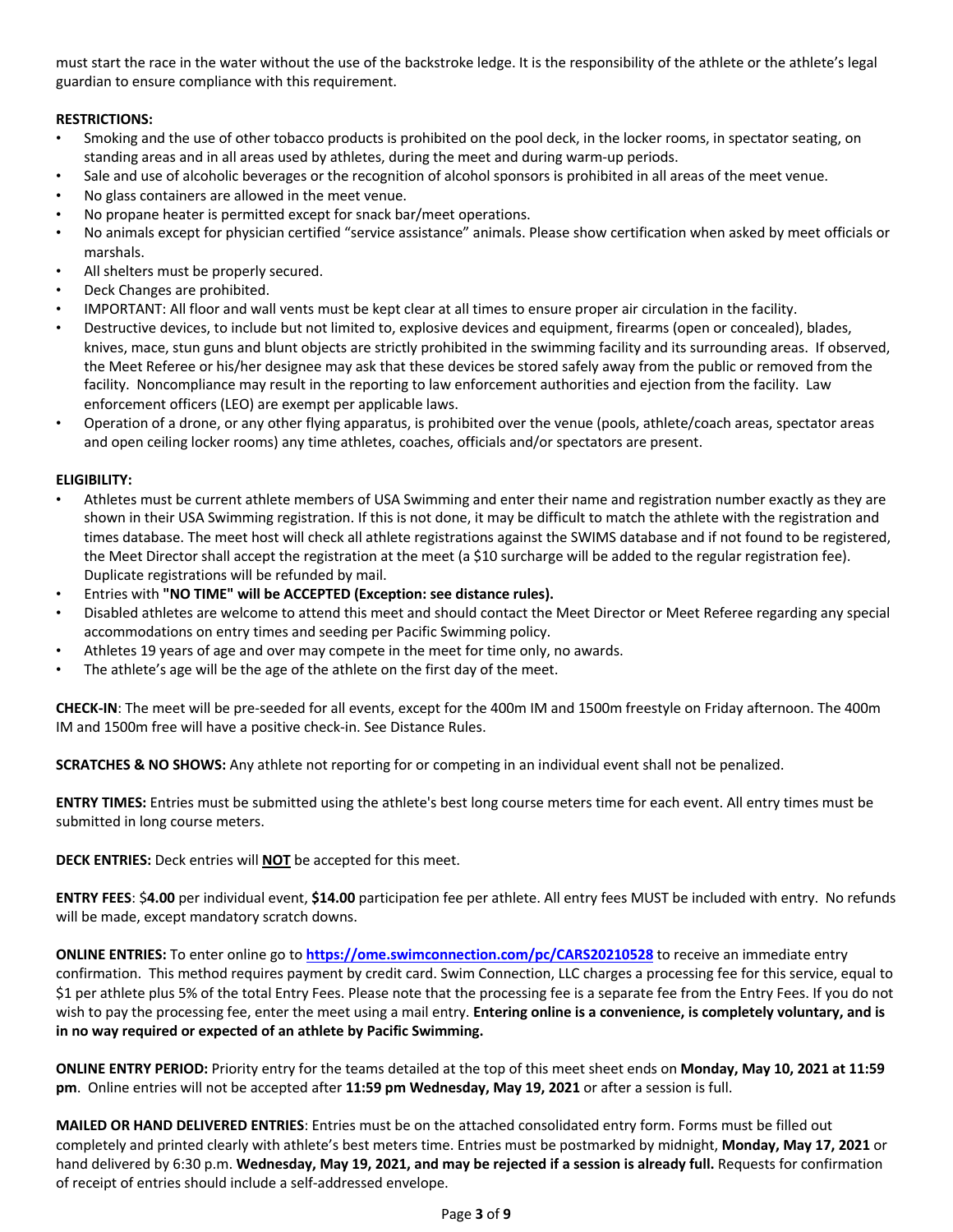must start the race in the water without the use of the backstroke ledge. It is the responsibility of the athlete or the athlete's legal guardian to ensure compliance with this requirement.

**RESTRICTIONS:**

- Smoking and the use of other tobacco products is prohibited on the pool deck, in the locker rooms, in spectator seating, on standing areas and in all areas used by athletes, during the meet and during warm-up periods.
- Sale and use of alcoholic beverages or the recognition of alcohol sponsors is prohibited in all areas of the meet venue.
- No glass containers are allowed in the meet venue.
- No propane heater is permitted except for snack bar/meet operations.
- No animals except for physician certified "service assistance" animals. Please show certification when asked by meet officials or marshals.
- All shelters must be properly secured.
- Deck Changes are prohibited.
- IMPORTANT: All floor and wall vents must be kept clear at all times to ensure proper air circulation in the facility.
- Destructive devices, to include but not limited to, explosive devices and equipment, firearms (open or concealed), blades, knives, mace, stun guns and blunt objects are strictly prohibited in the swimming facility and its surrounding areas. If observed, the Meet Referee or his/her designee may ask that these devices be stored safely away from the public or removed from the facility. Noncompliance may result in the reporting to law enforcement authorities and ejection from the facility. Law enforcement officers (LEO) are exempt per applicable laws.
- Operation of a drone, or any other flying apparatus, is prohibited over the venue (pools, athlete/coach areas, spectator areas and open ceiling locker rooms) any time athletes, coaches, officials and/or spectators are present.

**ELIGIBILITY:**

- Athletes must be current athlete members of USA Swimming and enter their name and registration number exactly as they are shown in their USA Swimming registration. If this is not done, it may be difficult to match the athlete with the registration and times database. The meet host will check all athlete registrations against the SWIMS database and if not found to be registered, the Meet Director shall accept the registration at the meet (a $10 surcharge will be added to the regular registration fee). Duplicate registrations will be refunded by mail.
- Entries with **"NO TIME" will be ACCEPTED (Exception: see distance rules).**
- Disabled athletes are welcome to attend this meet and should contact the Meet Director or Meet Referee regarding any special accommodations on entry times and seeding per Pacific Swimming policy.
- Athletes 19 years of age and over may compete in the meet for time only, no awards.
- The athlete's age will be the age of the athlete on the first day of the meet.

**CHECK-IN**: The meet will be pre-seeded for all events, except for the 400m IM and 1500m freestyle on Friday afternoon. The 400m IM and 1500m free will have a positive check-in. See Distance Rules.

**SCRATCHES & NO SHOWS:** Any athlete not reporting for or competing in an individual event shall not be penalized.

**ENTRY TIMES:** Entries must be submitted using the athlete's best long course meters time for each event. All entry times must be submitted in long course meters.

**DECK ENTRIES:** Deck entries will **NOT** be accepted for this meet.

**ENTRY FEES**: $**4.00** per individual event, **$14.00** participation fee per athlete. All entry fees MUST be included with entry. No refunds will be made, except mandatory scratch downs.

**ONLINE ENTRIES:** To enter online go to **https://ome.swimconnection.com/pc/CARS20210528** to receive an immediate entry confirmation. This method requires payment by credit card. Swim Connection, LLC charges a processing fee for this service, equal to $1 per athlete plus 5% of the total Entry Fees. Please note that the processing fee is a separate fee from the Entry Fees. If you do not wish to pay the processing fee, enter the meet using a mail entry. **Entering online is a convenience, is completely voluntary, and is in no way required or expected of an athlete by Pacific Swimming.**

**ONLINE ENTRY PERIOD:** Priority entry for the teams detailed at the top of this meet sheet ends on **Monday, May 10, 2021 at 11:59 pm**. Online entries will not be accepted after **11:59 pm Wednesday, May 19, 2021** or after a session is full.

**MAILED OR HAND DELIVERED ENTRIES**: Entries must be on the attached consolidated entry form. Forms must be filled out completely and printed clearly with athlete's best meters time. Entries must be postmarked by midnight, **Monday, May 17, 2021** or hand delivered by 6:30 p.m. **Wednesday, May 19, 2021, and may be rejected if a session is already full.** Requests for confirmation of receipt of entries should include a self-addressed envelope.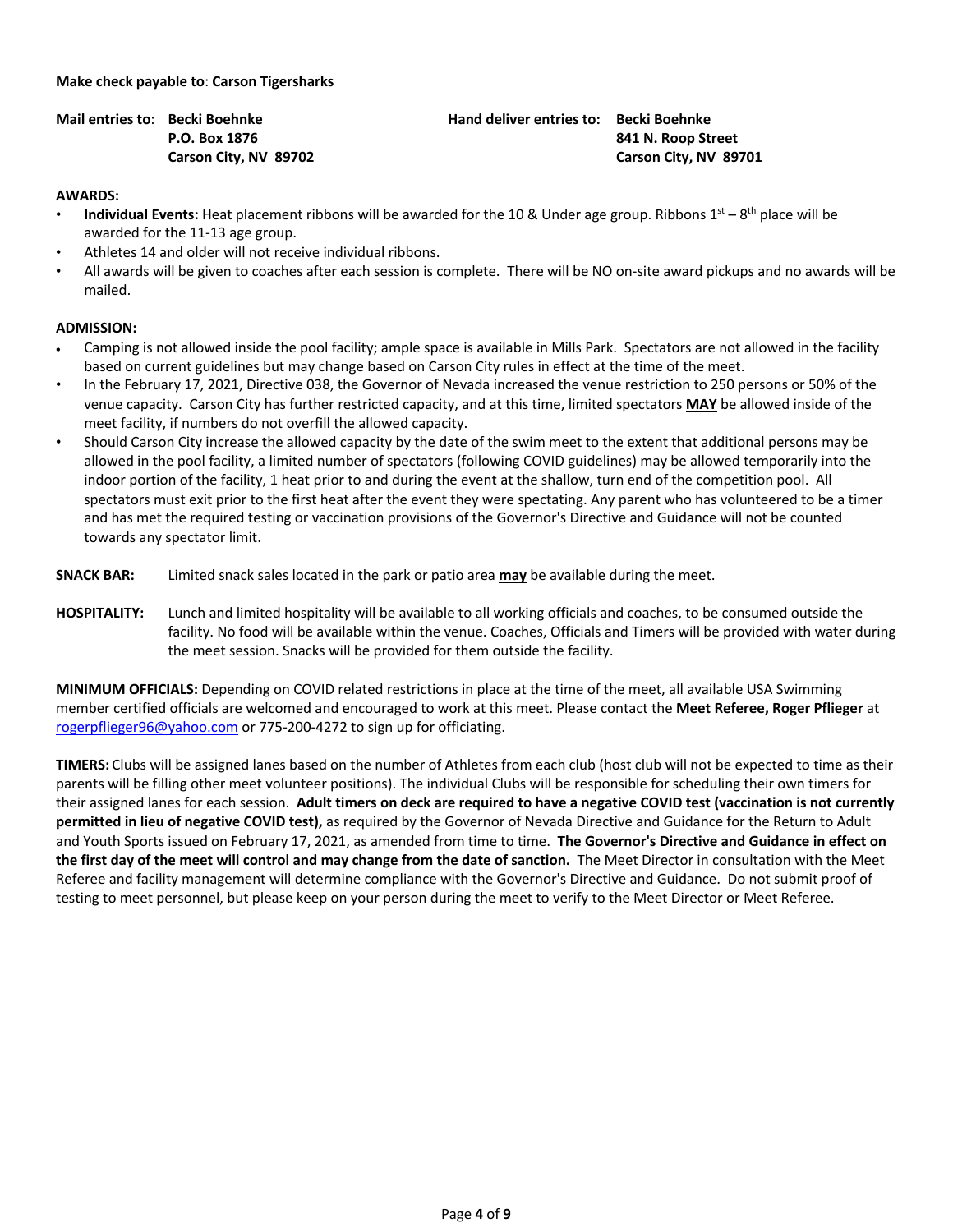**Make check payable to**: **Carson Tigersharks**

**Mail entries to**: **Becki Boehnke**
**P.O. Box 1876**
**Carson City, NV 89702**

**Hand deliver entries to: Becki Boehnke**
**841 N. Roop Street**
**Carson City, NV 89701**

**AWARDS:**

- **Individual Events:** Heat placement ribbons will be awarded for the 10 & Under age group. Ribbons 1st – 8th place will be awarded for the 11-13 age group.
- Athletes 14 and older will not receive individual ribbons.
- All awards will be given to coaches after each session is complete. There will be NO on-site award pickups and no awards will be mailed.

**ADMISSION:**

- Camping is not allowed inside the pool facility; ample space is available in Mills Park. Spectators are not allowed in the facility based on current guidelines but may change based on Carson City rules in effect at the time of the meet.
- In the February 17, 2021, Directive 038, the Governor of Nevada increased the venue restriction to 250 persons or 50% of the venue capacity. Carson City has further restricted capacity, and at this time, limited spectators **MAY** be allowed inside of the meet facility, if numbers do not overfill the allowed capacity.
- Should Carson City increase the allowed capacity by the date of the swim meet to the extent that additional persons may be allowed in the pool facility, a limited number of spectators (following COVID guidelines) may be allowed temporarily into the indoor portion of the facility, 1 heat prior to and during the event at the shallow, turn end of the competition pool. All spectators must exit prior to the first heat after the event they were spectating. Any parent who has volunteered to be a timer and has met the required testing or vaccination provisions of the Governor's Directive and Guidance will not be counted towards any spectator limit.

**SNACK BAR:** Limited snack sales located in the park or patio area **may** be available during the meet.

**HOSPITALITY:** Lunch and limited hospitality will be available to all working officials and coaches, to be consumed outside the facility. No food will be available within the venue. Coaches, Officials and Timers will be provided with water during the meet session. Snacks will be provided for them outside the facility.

**MINIMUM OFFICIALS:** Depending on COVID related restrictions in place at the time of the meet, all available USA Swimming member certified officials are welcomed and encouraged to work at this meet. Please contact the **Meet Referee, Roger Pflieger** at rogerpflieger96@yahoo.com or 775-200-4272 to sign up for officiating.

**TIMERS:** Clubs will be assigned lanes based on the number of Athletes from each club (host club will not be expected to time as their parents will be filling other meet volunteer positions). The individual Clubs will be responsible for scheduling their own timers for their assigned lanes for each session. **Adult timers on deck are required to have a negative COVID test (vaccination is not currently permitted in lieu of negative COVID test),** as required by the Governor of Nevada Directive and Guidance for the Return to Adult and Youth Sports issued on February 17, 2021, as amended from time to time. **The Governor's Directive and Guidance in effect on the first day of the meet will control and may change from the date of sanction.** The Meet Director in consultation with the Meet Referee and facility management will determine compliance with the Governor's Directive and Guidance. Do not submit proof of testing to meet personnel, but please keep on your person during the meet to verify to the Meet Director or Meet Referee.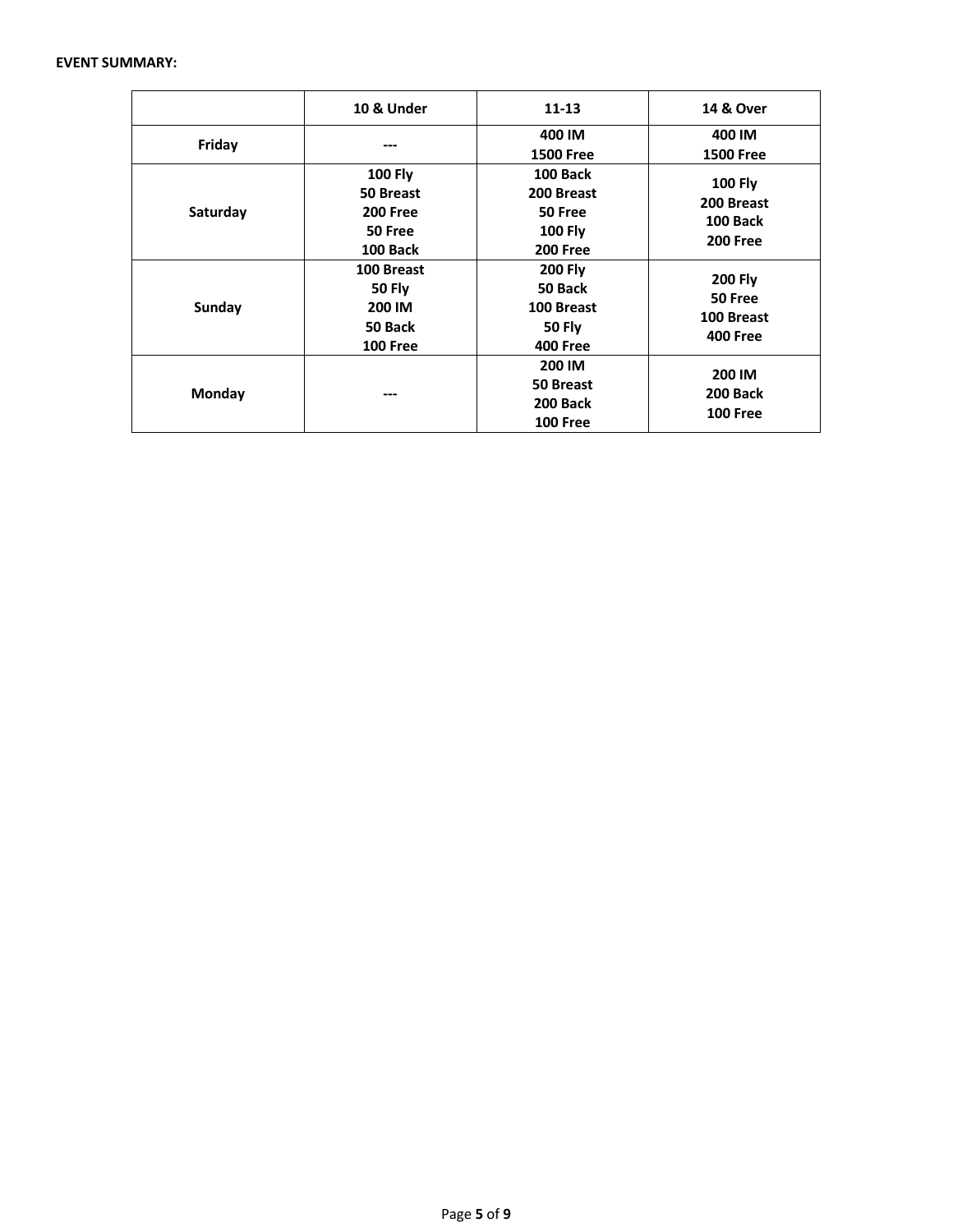**EVENT SUMMARY:**

| | 10 & Under | 11-13 | 14 & Over |
|---|---|---|---|
| **Friday** | --- | 400 IM<br>1500 Free | 400 IM<br>1500 Free |
| **Saturday** | 100 Fly<br>50 Breast<br>200 Free<br>50 Free<br>100 Back | 100 Back<br>200 Breast<br>50 Free<br>100 Fly<br>200 Free | 100 Fly<br>200 Breast<br>100 Back<br>200 Free |
| **Sunday** | 100 Breast<br>50 Fly<br>200 IM<br>50 Back<br>100 Free | 200 Fly<br>50 Back<br>100 Breast<br>50 Fly<br>400 Free | 200 Fly<br>50 Free<br>100 Breast<br>400 Free |
| **Monday** | --- | 200 IM<br>50 Breast<br>200 Back<br>100 Free | 200 IM<br>200 Back<br>100 Free |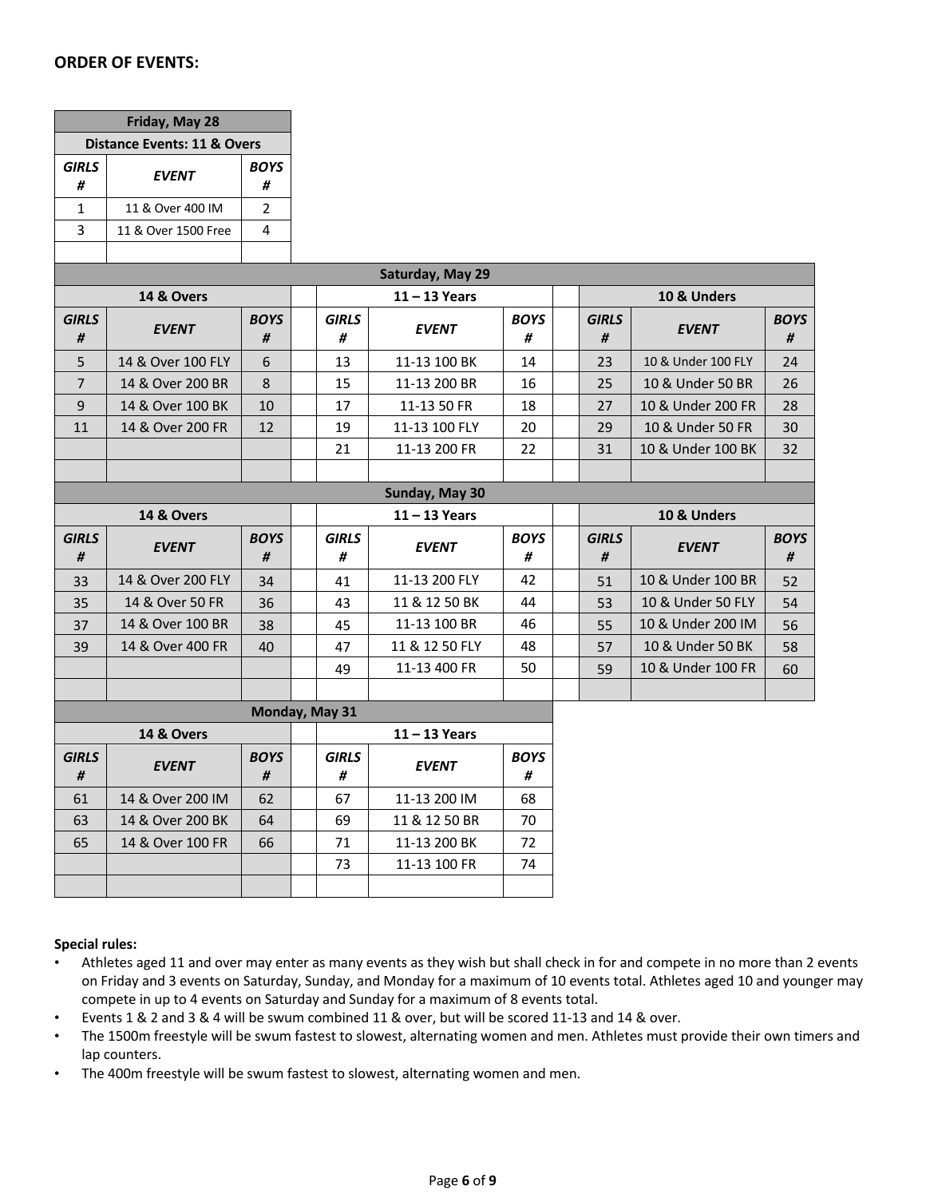**ORDER OF EVENTS:**

| Friday, May 28 | | |
|---|---|---|
| Distance Events: 11 & Overs | | |
| ***GIRLS #*** | ***EVENT*** | ***BOYS #*** |
| 1 | 11 & Over 400 IM | 2 |
| 3 | 11 & Over 1500 Free | 4 |

| Saturday, May 29 | | | | | | | | |
|---|---|---|---|---|---|---|---|---|
| 14 & Overs | | | 11 – 13 Years | | | 10 & Unders | | |
| ***GIRLS #*** | ***EVENT*** | ***BOYS #*** | ***GIRLS #*** | ***EVENT*** | ***BOYS #*** | ***GIRLS #*** | ***EVENT*** | ***BOYS #*** |
| 5 | 14 & Over 100 FLY | 6 | 13 | 11-13 100 BK | 14 | 23 | 10 & Under 100 FLY | 24 |
| 7 | 14 & Over 200 BR | 8 | 15 | 11-13 200 BR | 16 | 25 | 10 & Under 50 BR | 26 |
| 9 | 14 & Over 100 BK | 10 | 17 | 11-13 50 FR | 18 | 27 | 10 & Under 200 FR | 28 |
| 11 | 14 & Over 200 FR | 12 | 19 | 11-13 100 FLY | 20 | 29 | 10 & Under 50 FR | 30 |
| | | | 21 | 11-13 200 FR | 22 | 31 | 10 & Under 100 BK | 32 |

| Sunday, May 30 | | | | | | | | |
|---|---|---|---|---|---|---|---|---|
| 14 & Overs | | | 11 – 13 Years | | | 10 & Unders | | |
| ***GIRLS #*** | ***EVENT*** | ***BOYS #*** | ***GIRLS #*** | ***EVENT*** | ***BOYS #*** | ***GIRLS #*** | ***EVENT*** | ***BOYS #*** |
| 33 | 14 & Over 200 FLY | 34 | 41 | 11-13 200 FLY | 42 | 51 | 10 & Under 100 BR | 52 |
| 35 | 14 & Over 50 FR | 36 | 43 | 11 & 12 50 BK | 44 | 53 | 10 & Under 50 FLY | 54 |
| 37 | 14 & Over 100 BR | 38 | 45 | 11-13 100 BR | 46 | 55 | 10 & Under 200 IM | 56 |
| 39 | 14 & Over 400 FR | 40 | 47 | 11 & 12 50 FLY | 48 | 57 | 10 & Under 50 BK | 58 |
| | | | 49 | 11-13 400 FR | 50 | 59 | 10 & Under 100 FR | 60 |

| Monday, May 31 | | | | | |
|---|---|---|---|---|---|
| 14 & Overs | | | 11 – 13 Years | | |
| ***GIRLS #*** | ***EVENT*** | ***BOYS #*** | ***GIRLS #*** | ***EVENT*** | ***BOYS #*** |
| 61 | 14 & Over 200 IM | 62 | 67 | 11-13 200 IM | 68 |
| 63 | 14 & Over 200 BK | 64 | 69 | 11 & 12 50 BR | 70 |
| 65 | 14 & Over 100 FR | 66 | 71 | 11-13 200 BK | 72 |
| | | | 73 | 11-13 100 FR | 74 |

**Special rules:**

- Athletes aged 11 and over may enter as many events as they wish but shall check in for and compete in no more than 2 events on Friday and 3 events on Saturday, Sunday, and Monday for a maximum of 10 events total. Athletes aged 10 and younger may compete in up to 4 events on Saturday and Sunday for a maximum of 8 events total.
- Events 1 & 2 and 3 & 4 will be swum combined 11 & over, but will be scored 11-13 and 14 & over.
- The 1500m freestyle will be swum fastest to slowest, alternating women and men. Athletes must provide their own timers and lap counters.
- The 400m freestyle will be swum fastest to slowest, alternating women and men.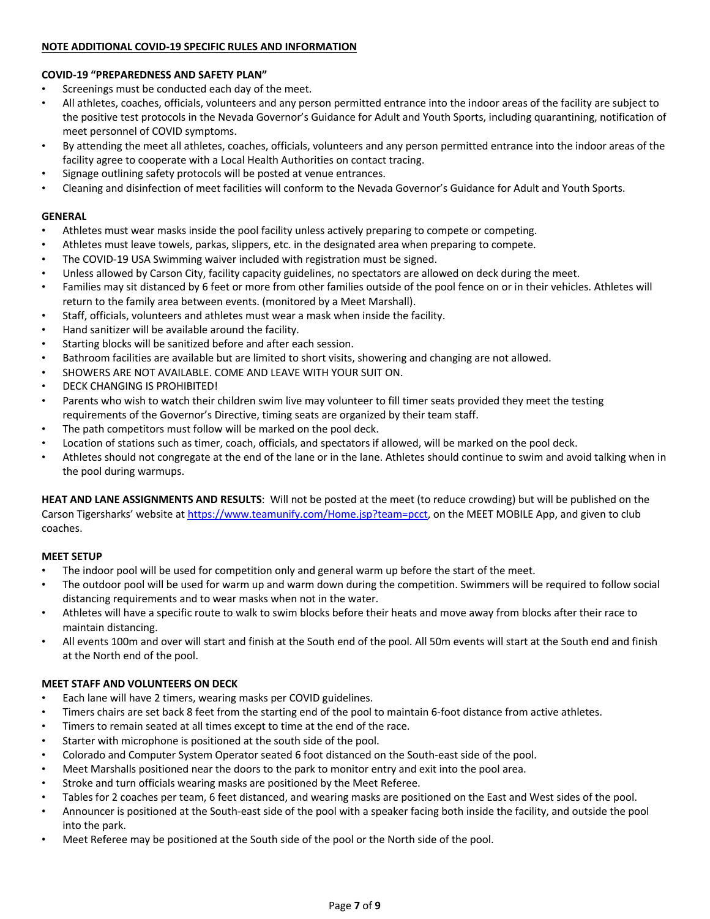**NOTE ADDITIONAL COVID-19 SPECIFIC RULES AND INFORMATION**

**COVID-19 "PREPAREDNESS AND SAFETY PLAN"**

- Screenings must be conducted each day of the meet.
- All athletes, coaches, officials, volunteers and any person permitted entrance into the indoor areas of the facility are subject to the positive test protocols in the Nevada Governor's Guidance for Adult and Youth Sports, including quarantining, notification of meet personnel of COVID symptoms.
- By attending the meet all athletes, coaches, officials, volunteers and any person permitted entrance into the indoor areas of the facility agree to cooperate with a Local Health Authorities on contact tracing.
- Signage outlining safety protocols will be posted at venue entrances.
- Cleaning and disinfection of meet facilities will conform to the Nevada Governor's Guidance for Adult and Youth Sports.

**GENERAL**

- Athletes must wear masks inside the pool facility unless actively preparing to compete or competing.
- Athletes must leave towels, parkas, slippers, etc. in the designated area when preparing to compete.
- The COVID-19 USA Swimming waiver included with registration must be signed.
- Unless allowed by Carson City, facility capacity guidelines, no spectators are allowed on deck during the meet.
- Families may sit distanced by 6 feet or more from other families outside of the pool fence on or in their vehicles. Athletes will return to the family area between events. (monitored by a Meet Marshall).
- Staff, officials, volunteers and athletes must wear a mask when inside the facility.
- Hand sanitizer will be available around the facility.
- Starting blocks will be sanitized before and after each session.
- Bathroom facilities are available but are limited to short visits, showering and changing are not allowed.
- SHOWERS ARE NOT AVAILABLE. COME AND LEAVE WITH YOUR SUIT ON.
- DECK CHANGING IS PROHIBITED!
- Parents who wish to watch their children swim live may volunteer to fill timer seats provided they meet the testing requirements of the Governor's Directive, timing seats are organized by their team staff.
- The path competitors must follow will be marked on the pool deck.
- Location of stations such as timer, coach, officials, and spectators if allowed, will be marked on the pool deck.
- Athletes should not congregate at the end of the lane or in the lane. Athletes should continue to swim and avoid talking when in the pool during warmups.

**HEAT AND LANE ASSIGNMENTS AND RESULTS**: Will not be posted at the meet (to reduce crowding) but will be published on the Carson Tigersharks' website at https://www.teamunify.com/Home.jsp?team=pcct, on the MEET MOBILE App, and given to club coaches.

**MEET SETUP**

- The indoor pool will be used for competition only and general warm up before the start of the meet.
- The outdoor pool will be used for warm up and warm down during the competition. Swimmers will be required to follow social distancing requirements and to wear masks when not in the water.
- Athletes will have a specific route to walk to swim blocks before their heats and move away from blocks after their race to maintain distancing.
- All events 100m and over will start and finish at the South end of the pool. All 50m events will start at the South end and finish at the North end of the pool.

**MEET STAFF AND VOLUNTEERS ON DECK**

- Each lane will have 2 timers, wearing masks per COVID guidelines.
- Timers chairs are set back 8 feet from the starting end of the pool to maintain 6-foot distance from active athletes.
- Timers to remain seated at all times except to time at the end of the race.
- Starter with microphone is positioned at the south side of the pool.
- Colorado and Computer System Operator seated 6 foot distanced on the South-east side of the pool.
- Meet Marshalls positioned near the doors to the park to monitor entry and exit into the pool area.
- Stroke and turn officials wearing masks are positioned by the Meet Referee.
- Tables for 2 coaches per team, 6 feet distanced, and wearing masks are positioned on the East and West sides of the pool.
- Announcer is positioned at the South-east side of the pool with a speaker facing both inside the facility, and outside the pool into the park.
- Meet Referee may be positioned at the South side of the pool or the North side of the pool.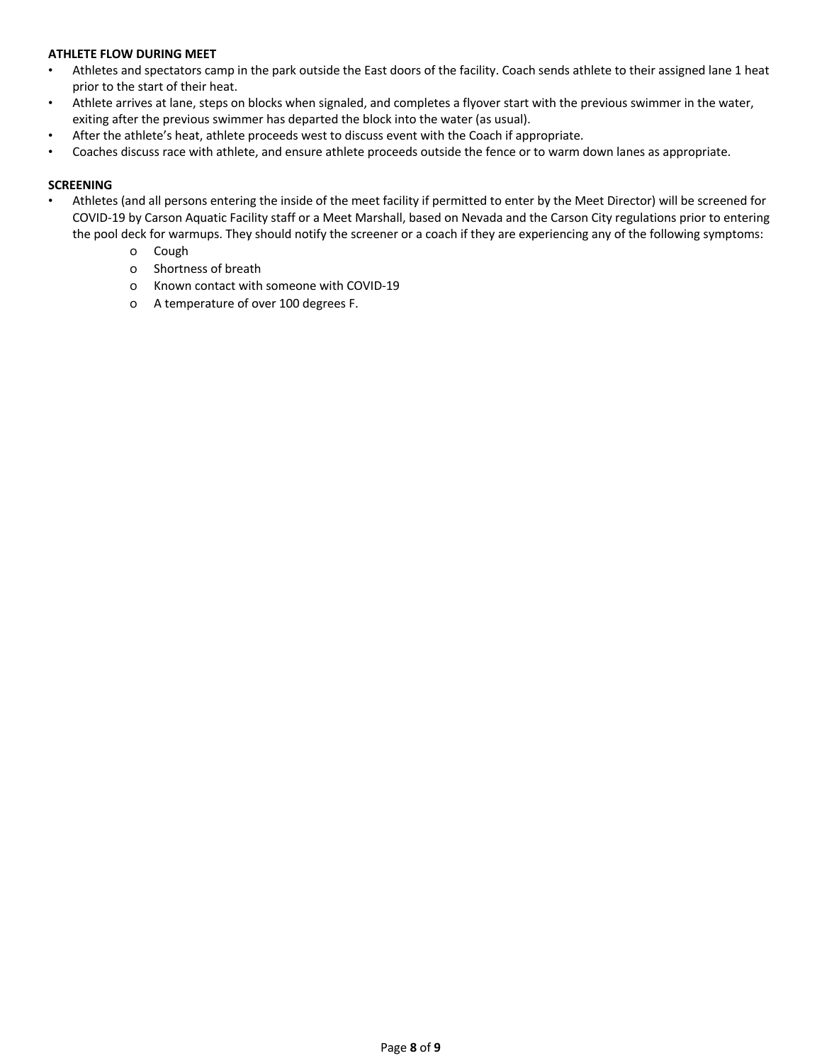**ATHLETE FLOW DURING MEET**

- Athletes and spectators camp in the park outside the East doors of the facility. Coach sends athlete to their assigned lane 1 heat prior to the start of their heat.
- Athlete arrives at lane, steps on blocks when signaled, and completes a flyover start with the previous swimmer in the water, exiting after the previous swimmer has departed the block into the water (as usual).
- After the athlete's heat, athlete proceeds west to discuss event with the Coach if appropriate.
- Coaches discuss race with athlete, and ensure athlete proceeds outside the fence or to warm down lanes as appropriate.

**SCREENING**

- Athletes (and all persons entering the inside of the meet facility if permitted to enter by the Meet Director) will be screened for COVID-19 by Carson Aquatic Facility staff or a Meet Marshall, based on Nevada and the Carson City regulations prior to entering the pool deck for warmups. They should notify the screener or a coach if they are experiencing any of the following symptoms:
  - Cough
  - Shortness of breath
  - Known contact with someone with COVID-19
  - A temperature of over 100 degrees F.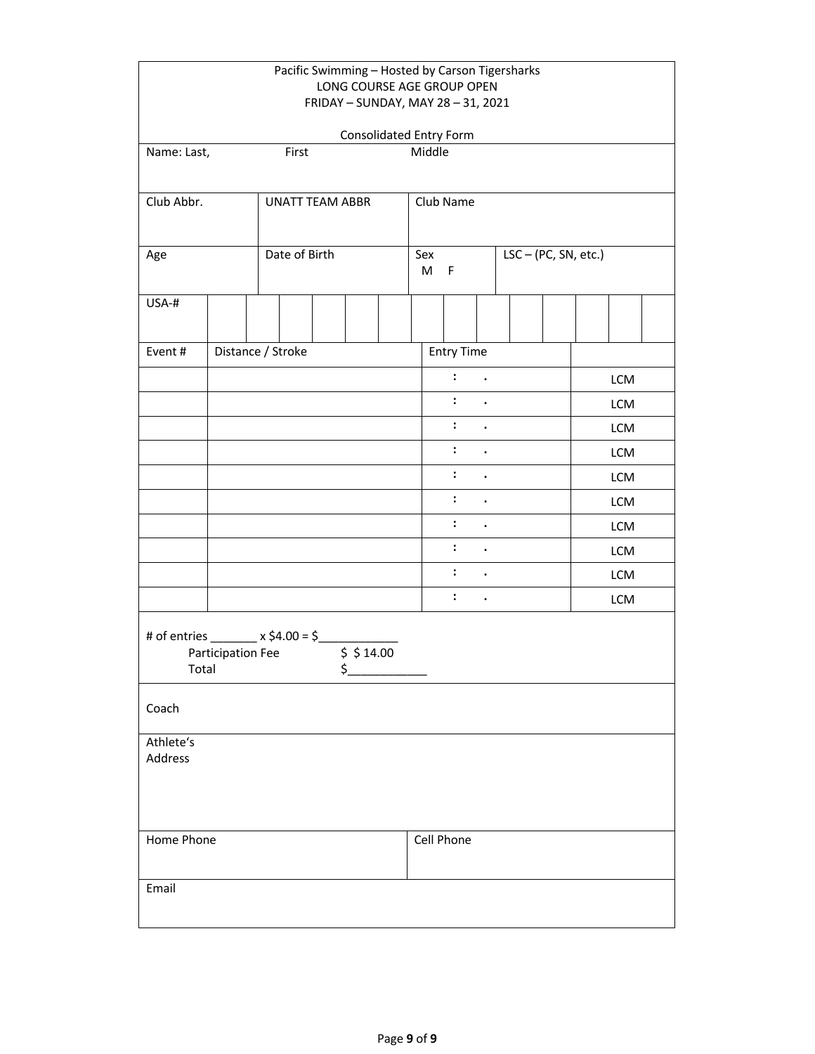Pacific Swimming – Hosted by Carson Tigersharks
LONG COURSE AGE GROUP OPEN
FRIDAY – SUNDAY, MAY 28 – 31, 2021

Consolidated Entry Form

| Name: Last, | First | Middle |
|---|---|---|
| | | |

| Club Abbr. | UNATT TEAM ABBR | Club Name |
|---|---|---|
| | | |

| Age | Date of Birth | Sex M F | LSC – (PC, SN, etc.) |
|---|---|---|---|
| | | | |

| USA-# | | | | | | | | | | | | | | |
|---|---|---|---|---|---|---|---|---|---|---|---|---|---|---|
| | | | | | | | | | | | | | | |

| Event # | Distance / Stroke | Entry Time | |
|---|---|---|---|
| | | : . | LCM |
| | | : . | LCM |
| | | : . | LCM |
| | | : . | LCM |
| | | : . | LCM |
| | | : . | LCM |
| | | : . | LCM |
| | | : . | LCM |
| | | : . | LCM |
| | | : . | LCM |

# of entries _______ x $4.00 = $____________
Participation Fee $ $ 14.00
Total $____________

Coach

Athlete's Address

| Home Phone | Cell Phone |
|---|---|
| | |

Email